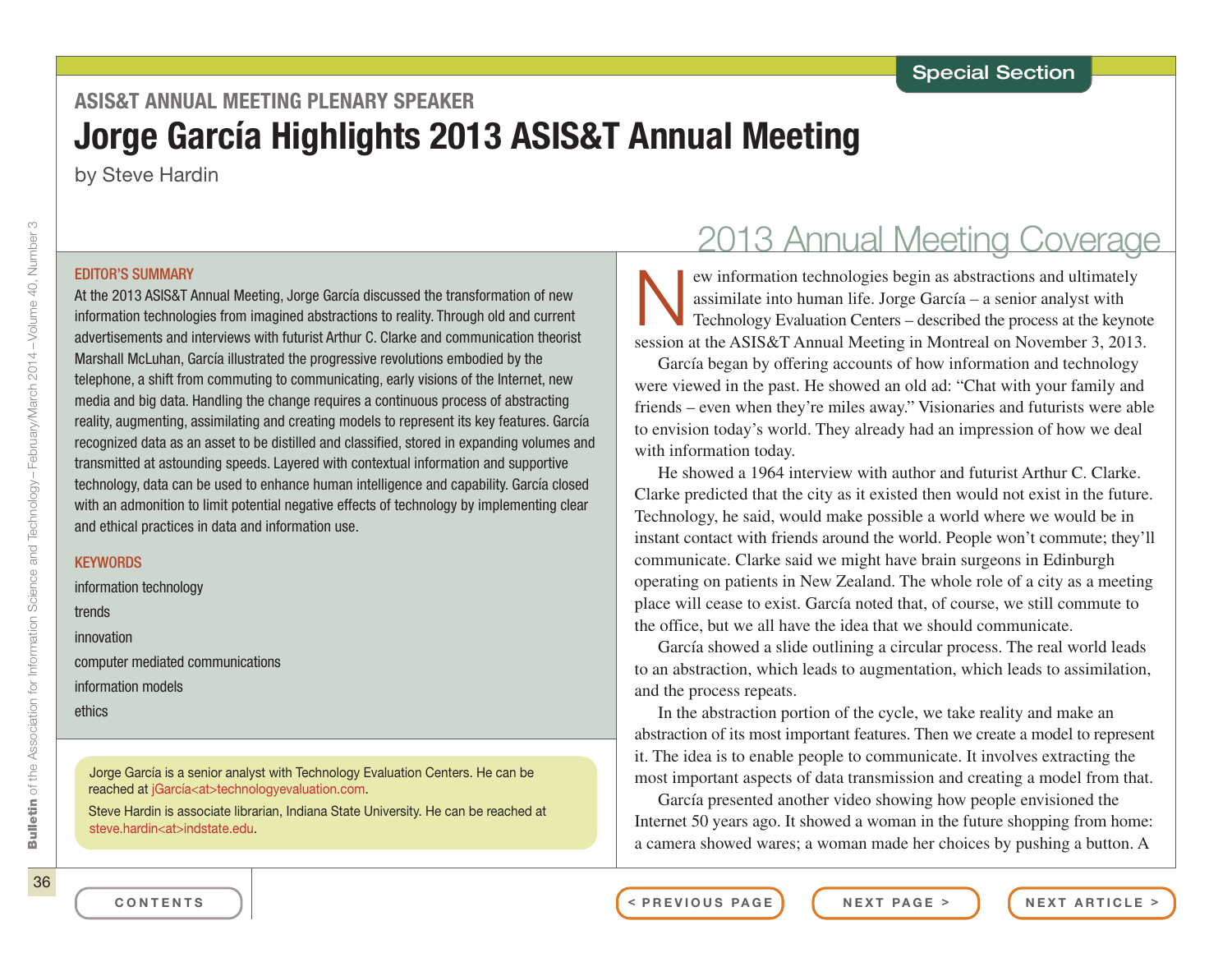Special Section

## ASIS&T ANNUAL MEETING PLENARY SPEAKER

# Jorge García Highlights 2013 ASIS&T Annual Meeting

by Steve Hardin

2013 Annual Meeting Coverage

### EDITOR'S SUMMARY

At the 2013 ASIS&T Annual Meeting, Jorge García discussed the transformation of new information technologies from imagined abstractions to reality. Through old and current advertisements and interviews with futurist Arthur C. Clarke and communication theorist Marshall McLuhan, García illustrated the progressive revolutions embodied by the telephone, a shift from commuting to communicating, early visions of the Internet, new media and big data. Handling the change requires a continuous process of abstracting reality, augmenting, assimilating and creating models to represent its key features. García recognized data as an asset to be distilled and classified, stored in expanding volumes and transmitted at astounding speeds. Layered with contextual information and supportive technology, data can be used to enhance human intelligence and capability. García closed with an admonition to limit potential negative effects of technology by implementing clear and ethical practices in data and information use.

### KEYWORDS

information technology

trends

innovation

computer mediated communications

information models

ethics

Jorge García is a senior analyst with Technology Evaluation Centers. He can be reached at jGarcía<at>technologyevaluation.com.

Steve Hardin is associate librarian, Indiana State University. He can be reached at steve.hardin<at>indstate.edu.

New information technologies begin as abstractions and ultimately assimilate into human life. Jorge García – a senior analyst with Technology Evaluation Centers – described the process at the keynote session at the ASIS&T Annual Meeting in Montreal on November 3, 2013.

García began by offering accounts of how information and technology were viewed in the past. He showed an old ad: "Chat with your family and friends – even when they're miles away." Visionaries and futurists were able to envision today's world. They already had an impression of how we deal with information today.

He showed a 1964 interview with author and futurist Arthur C. Clarke. Clarke predicted that the city as it existed then would not exist in the future. Technology, he said, would make possible a world where we would be in instant contact with friends around the world. People won't commute; they'll communicate. Clarke said we might have brain surgeons in Edinburgh operating on patients in New Zealand. The whole role of a city as a meeting place will cease to exist. García noted that, of course, we still commute to the office, but we all have the idea that we should communicate.

García showed a slide outlining a circular process. The real world leads to an abstraction, which leads to augmentation, which leads to assimilation, and the process repeats.

In the abstraction portion of the cycle, we take reality and make an abstraction of its most important features. Then we create a model to represent it. The idea is to enable people to communicate. It involves extracting the most important aspects of data transmission and creating a model from that.

García presented another video showing how people envisioned the Internet 50 years ago. It showed a woman in the future shopping from home: a camera showed wares; a woman made her choices by pushing a button. A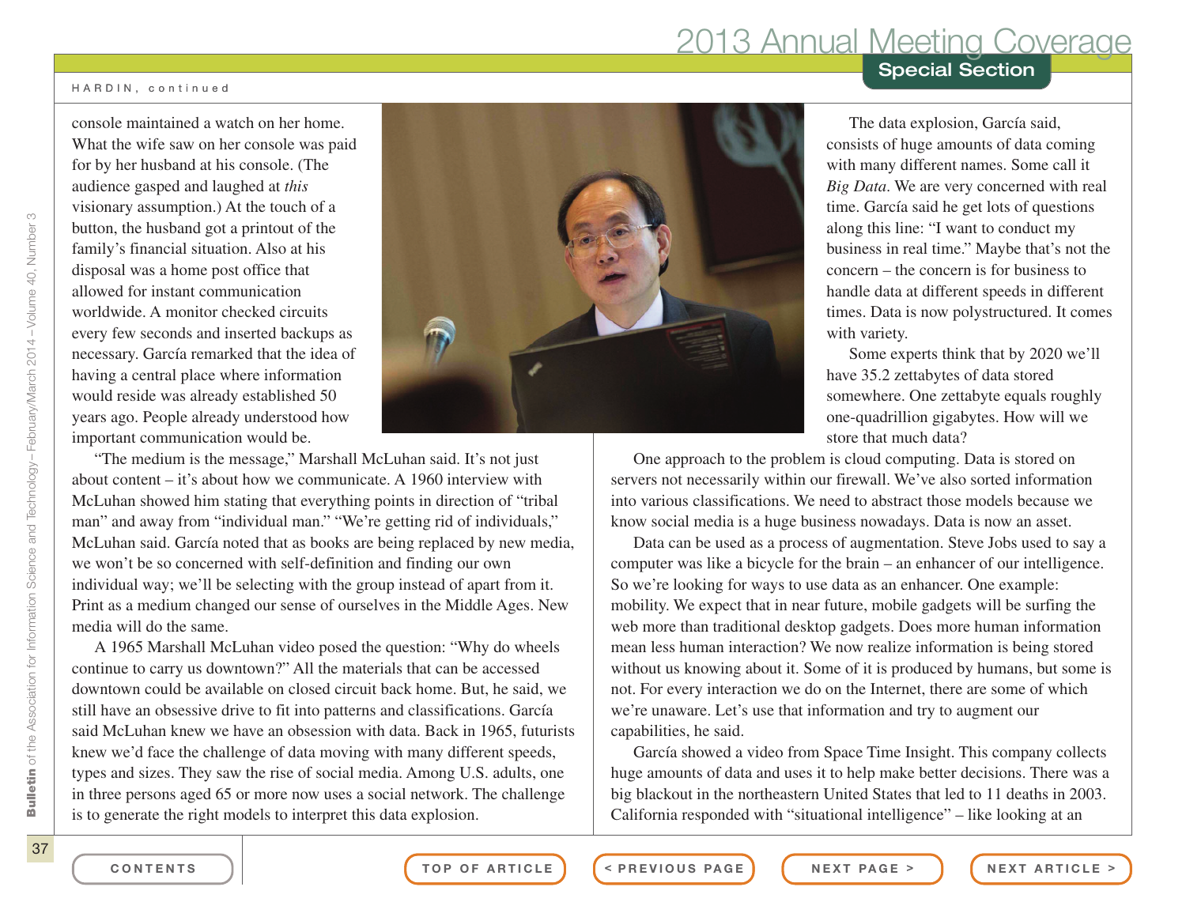HARDIN, continued

console maintained a watch on her home. What the wife saw on her console was paid for by her husband at his console. (The audience gasped and laughed at *this* visionary assumption.) At the touch of a button, the husband got a printout of the family's financial situation. Also at his disposal was a home post office that allowed for instant communication worldwide. A monitor checked circuits every few seconds and inserted backups as necessary. García remarked that the idea of having a central place where information would reside was already established 50 years ago. People already understood how important communication would be.

"The medium is the message," Marshall McLuhan said. It's not just about content – it's about how we communicate. A 1960 interview with McLuhan showed him stating that everything points in direction of "tribal man" and away from "individual man." "We're getting rid of individuals," McLuhan said. García noted that as books are being replaced by new media, we won't be so concerned with self-definition and finding our own individual way; we'll be selecting with the group instead of apart from it. Print as a medium changed our sense of ourselves in the Middle Ages. New media will do the same.

A 1965 Marshall McLuhan video posed the question: "Why do wheels continue to carry us downtown?" All the materials that can be accessed downtown could be available on closed circuit back home. But, he said, we still have an obsessive drive to fit into patterns and classifications. García said McLuhan knew we have an obsession with data. Back in 1965, futurists knew we'd face the challenge of data moving with many different speeds, types and sizes. They saw the rise of social media. Among U.S. adults, one in three persons aged 65 or more now uses a social network. The challenge is to generate the right models to interpret this data explosion.

The data explosion, García said, consists of huge amounts of data coming with many different names. Some call it *Big Data*. We are very concerned with real time. García said he get lots of questions along this line: "I want to conduct my business in real time." Maybe that's not the concern – the concern is for business to handle data at different speeds in different times. Data is now polystructured. It comes with variety.

Some experts think that by 2020 we'll have 35.2 zettabytes of data stored somewhere. One zettabyte equals roughly one-quadrillion gigabytes. How will we store that much data?

One approach to the problem is cloud computing. Data is stored on servers not necessarily within our firewall. We've also sorted information into various classifications. We need to abstract those models because we know social media is a huge business nowadays. Data is now an asset.

Data can be used as a process of augmentation. Steve Jobs used to say a computer was like a bicycle for the brain – an enhancer of our intelligence. So we're looking for ways to use data as an enhancer. One example: mobility. We expect that in near future, mobile gadgets will be surfing the web more than traditional desktop gadgets. Does more human information mean less human interaction? We now realize information is being stored without us knowing about it. Some of it is produced by humans, but some is not. For every interaction we do on the Internet, there are some of which we're unaware. Let's use that information and try to augment our capabilities, he said.

García showed a video from Space Time Insight. This company collects huge amounts of data and uses it to help make better decisions. There was a big blackout in the northeastern United States that led to 11 deaths in 2003. California responded with "situational intelligence" – like looking at an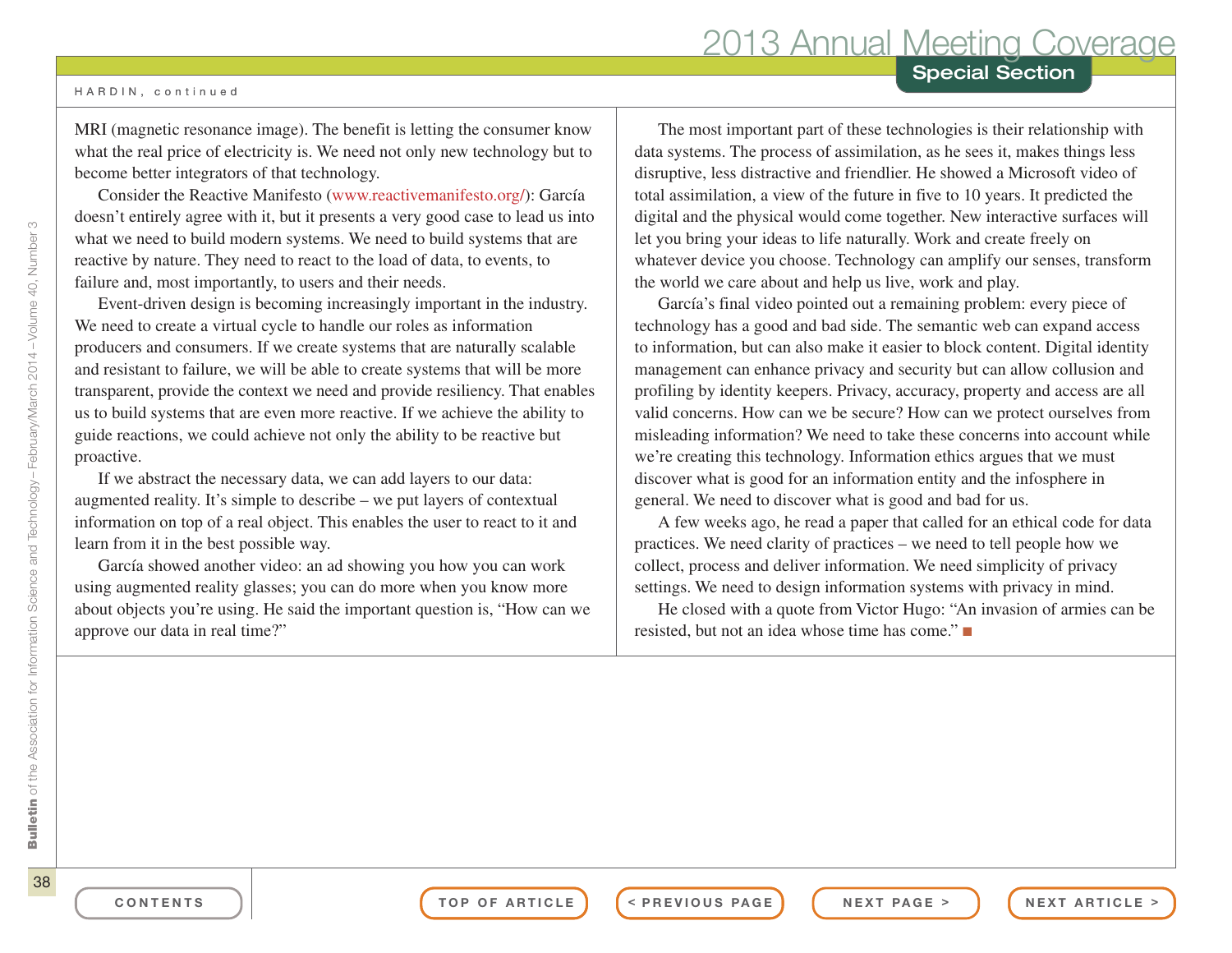MRI (magnetic resonance image). The benefit is letting the consumer know what the real price of electricity is. We need not only new technology but to become better integrators of that technology.

Consider the Reactive Manifesto (www.reactivemanifesto.org/): García doesn't entirely agree with it, but it presents a very good case to lead us into what we need to build modern systems. We need to build systems that are reactive by nature. They need to react to the load of data, to events, to failure and, most importantly, to users and their needs.

Event-driven design is becoming increasingly important in the industry. We need to create a virtual cycle to handle our roles as information producers and consumers. If we create systems that are naturally scalable and resistant to failure, we will be able to create systems that will be more transparent, provide the context we need and provide resiliency. That enables us to build systems that are even more reactive. If we achieve the ability to guide reactions, we could achieve not only the ability to be reactive but proactive.

If we abstract the necessary data, we can add layers to our data: augmented reality. It's simple to describe – we put layers of contextual information on top of a real object. This enables the user to react to it and learn from it in the best possible way.

García showed another video: an ad showing you how you can work using augmented reality glasses; you can do more when you know more about objects you're using. He said the important question is, "How can we approve our data in real time?"

The most important part of these technologies is their relationship with data systems. The process of assimilation, as he sees it, makes things less disruptive, less distractive and friendlier. He showed a Microsoft video of total assimilation, a view of the future in five to 10 years. It predicted the digital and the physical would come together. New interactive surfaces will let you bring your ideas to life naturally. Work and create freely on whatever device you choose. Technology can amplify our senses, transform the world we care about and help us live, work and play.

García's final video pointed out a remaining problem: every piece of technology has a good and bad side. The semantic web can expand access to information, but can also make it easier to block content. Digital identity management can enhance privacy and security but can allow collusion and profiling by identity keepers. Privacy, accuracy, property and access are all valid concerns. How can we be secure? How can we protect ourselves from misleading information? We need to take these concerns into account while we're creating this technology. Information ethics argues that we must discover what is good for an information entity and the infosphere in general. We need to discover what is good and bad for us.

A few weeks ago, he read a paper that called for an ethical code for data practices. We need clarity of practices – we need to tell people how we collect, process and deliver information. We need simplicity of privacy settings. We need to design information systems with privacy in mind.

He closed with a quote from Victor Hugo: "An invasion of armies can be resisted, but not an idea whose time has come." ■